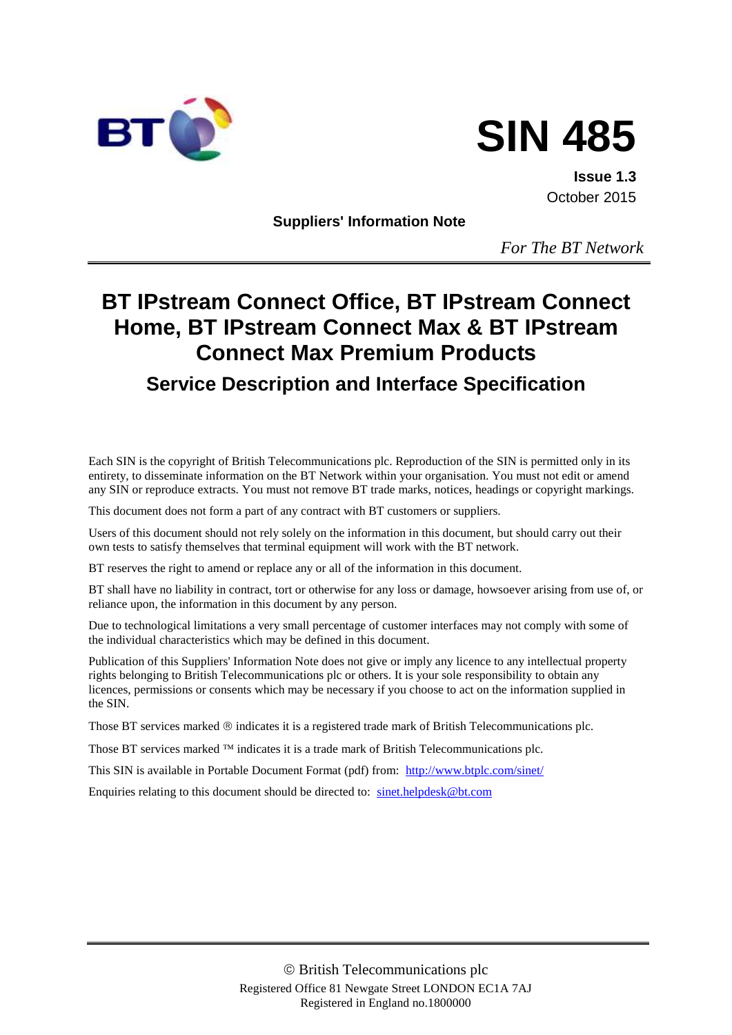# SIN 485

**Issue 1.3**
October 2015

**Suppliers' Information Note**

*For The BT Network*

# BT IPstream Connect Office, BT IPstream Connect Home, BT IPstream Connect Max & BT IPstream Connect Max Premium Products

## Service Description and Interface Specification

Each SIN is the copyright of British Telecommunications plc. Reproduction of the SIN is permitted only in its entirety, to disseminate information on the BT Network within your organisation. You must not edit or amend any SIN or reproduce extracts. You must not remove BT trade marks, notices, headings or copyright markings.

This document does not form a part of any contract with BT customers or suppliers.

Users of this document should not rely solely on the information in this document, but should carry out their own tests to satisfy themselves that terminal equipment will work with the BT network.

BT reserves the right to amend or replace any or all of the information in this document.

BT shall have no liability in contract, tort or otherwise for any loss or damage, howsoever arising from use of, or reliance upon, the information in this document by any person.

Due to technological limitations a very small percentage of customer interfaces may not comply with some of the individual characteristics which may be defined in this document.

Publication of this Suppliers' Information Note does not give or imply any licence to any intellectual property rights belonging to British Telecommunications plc or others. It is your sole responsibility to obtain any licences, permissions or consents which may be necessary if you choose to act on the information supplied in the SIN.

Those BT services marked ® indicates it is a registered trade mark of British Telecommunications plc.

Those BT services marked ™ indicates it is a trade mark of British Telecommunications plc.

This SIN is available in Portable Document Format (pdf) from: http://www.btplc.com/sinet/

Enquiries relating to this document should be directed to: sinet.helpdesk@bt.com

© British Telecommunications plc
Registered Office 81 Newgate Street LONDON EC1A 7AJ
Registered in England no.1800000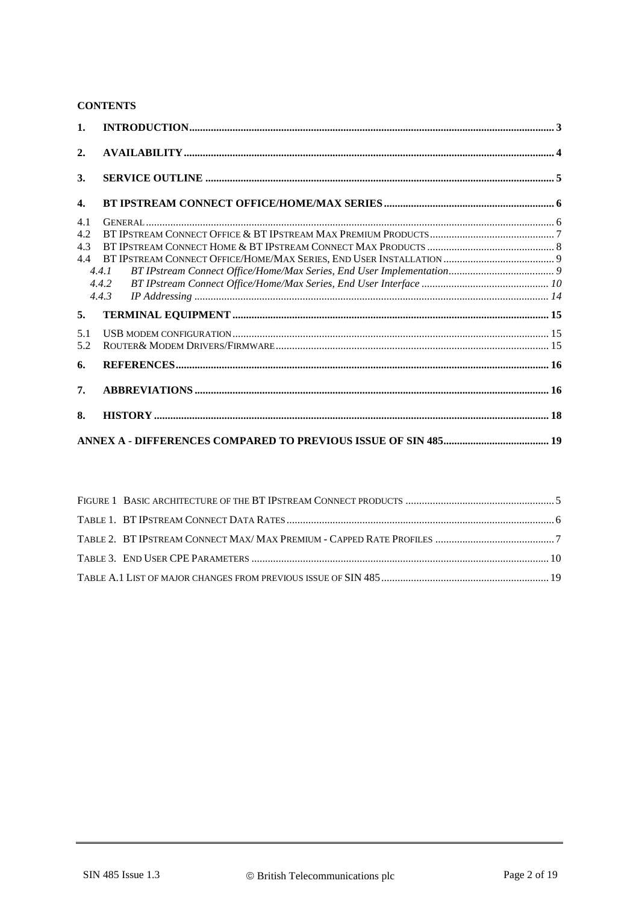**CONTENTS**

1. INTRODUCTION ..... 3
2. AVAILABILITY ..... 4
3. SERVICE OUTLINE ..... 5
4. BT IPSTREAM CONNECT OFFICE/HOME/MAX SERIES ..... 6

4.1 GENERAL ..... 6
4.2 BT IPSTREAM CONNECT OFFICE & BT IPSTREAM MAX PREMIUM PRODUCTS ..... 7
4.3 BT IPSTREAM CONNECT HOME & BT IPSTREAM CONNECT MAX PRODUCTS ..... 8
4.4 BT IPSTREAM CONNECT OFFICE/HOME/MAX SERIES, END USER INSTALLATION ..... 9
  *4.4.1 BT IPstream Connect Office/Home/Max Series, End User Implementation ..... 9*
  *4.4.2 BT IPstream Connect Office/Home/Max Series, End User Interface ..... 10*
  *4.4.3 IP Addressing ..... 14*

5. TERMINAL EQUIPMENT ..... 15

5.1 USB MODEM CONFIGURATION ..... 15
5.2 ROUTER& MODEM DRIVERS/FIRMWARE ..... 15

6. REFERENCES ..... 16
7. ABBREVIATIONS ..... 16
8. HISTORY ..... 18

ANNEX A - DIFFERENCES COMPARED TO PREVIOUS ISSUE OF SIN 485 ..... 19

FIGURE 1 BASIC ARCHITECTURE OF THE BT IPSTREAM CONNECT PRODUCTS ..... 5
TABLE 1. BT IPSTREAM CONNECT DATA RATES ..... 6
TABLE 2. BT IPSTREAM CONNECT MAX/ MAX PREMIUM - CAPPED RATE PROFILES ..... 7
TABLE 3. END USER CPE PARAMETERS ..... 10
TABLE A.1 LIST OF MAJOR CHANGES FROM PREVIOUS ISSUE OF SIN 485 ..... 19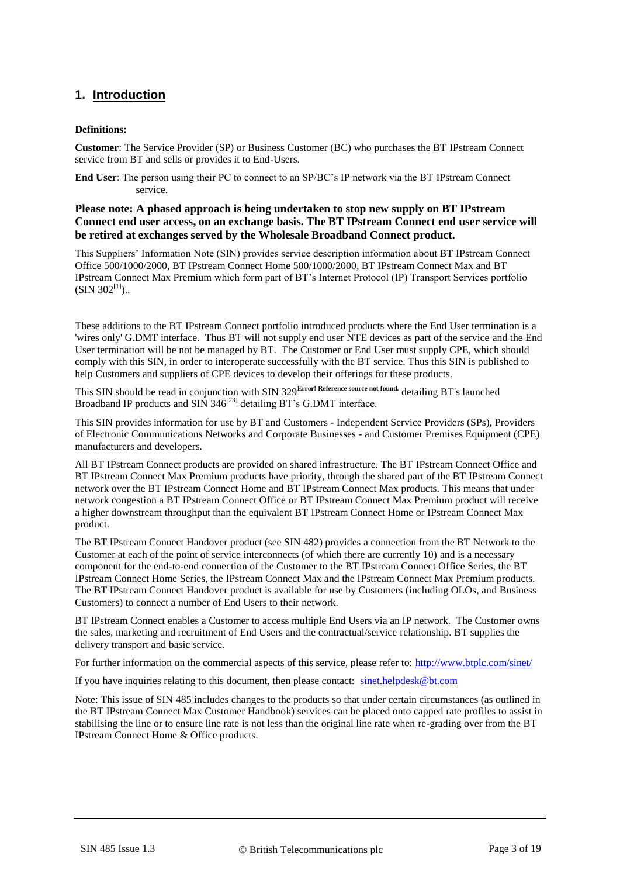# 1. Introduction

**Definitions:**

**Customer**: The Service Provider (SP) or Business Customer (BC) who purchases the BT IPstream Connect service from BT and sells or provides it to End-Users.

**End User**: The person using their PC to connect to an SP/BC's IP network via the BT IPstream Connect service.

**Please note: A phased approach is being undertaken to stop new supply on BT IPstream Connect end user access, on an exchange basis. The BT IPstream Connect end user service will be retired at exchanges served by the Wholesale Broadband Connect product.**

This Suppliers' Information Note (SIN) provides service description information about BT IPstream Connect Office 500/1000/2000, BT IPstream Connect Home 500/1000/2000, BT IPstream Connect Max and BT IPstream Connect Max Premium which form part of BT's Internet Protocol (IP) Transport Services portfolio (SIN 302[1])..

These additions to the BT IPstream Connect portfolio introduced products where the End User termination is a 'wires only' G.DMT interface. Thus BT will not supply end user NTE devices as part of the service and the End User termination will be not be managed by BT. The Customer or End User must supply CPE, which should comply with this SIN, in order to interoperate successfully with the BT service. Thus this SIN is published to help Customers and suppliers of CPE devices to develop their offerings for these products.

This SIN should be read in conjunction with SIN 329**Error! Reference source not found.** detailing BT's launched Broadband IP products and SIN 346[23] detailing BT's G.DMT interface.

This SIN provides information for use by BT and Customers - Independent Service Providers (SPs), Providers of Electronic Communications Networks and Corporate Businesses - and Customer Premises Equipment (CPE) manufacturers and developers.

All BT IPstream Connect products are provided on shared infrastructure. The BT IPstream Connect Office and BT IPstream Connect Max Premium products have priority, through the shared part of the BT IPstream Connect network over the BT IPstream Connect Home and BT IPstream Connect Max products. This means that under network congestion a BT IPstream Connect Office or BT IPstream Connect Max Premium product will receive a higher downstream throughput than the equivalent BT IPstream Connect Home or IPstream Connect Max product.

The BT IPstream Connect Handover product (see SIN 482) provides a connection from the BT Network to the Customer at each of the point of service interconnects (of which there are currently 10) and is a necessary component for the end-to-end connection of the Customer to the BT IPstream Connect Office Series, the BT IPstream Connect Home Series, the IPstream Connect Max and the IPstream Connect Max Premium products. The BT IPstream Connect Handover product is available for use by Customers (including OLOs, and Business Customers) to connect a number of End Users to their network.

BT IPstream Connect enables a Customer to access multiple End Users via an IP network. The Customer owns the sales, marketing and recruitment of End Users and the contractual/service relationship. BT supplies the delivery transport and basic service.

For further information on the commercial aspects of this service, please refer to: http://www.btplc.com/sinet/

If you have inquiries relating to this document, then please contact: sinet.helpdesk@bt.com

Note: This issue of SIN 485 includes changes to the products so that under certain circumstances (as outlined in the BT IPstream Connect Max Customer Handbook) services can be placed onto capped rate profiles to assist in stabilising the line or to ensure line rate is not less than the original line rate when re-grading over from the BT IPstream Connect Home & Office products.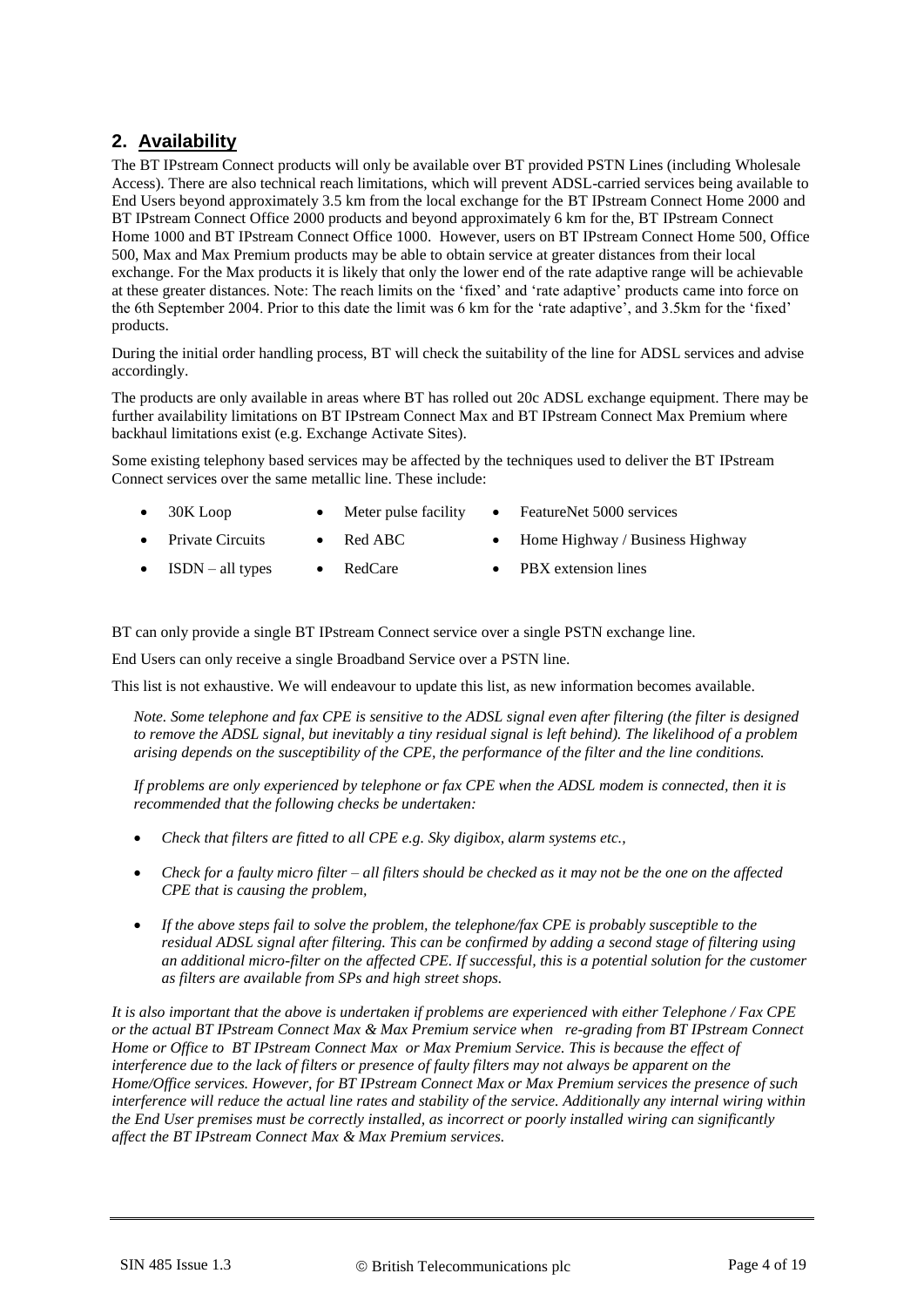## 2. **Availability**

The BT IPstream Connect products will only be available over BT provided PSTN Lines (including Wholesale Access). There are also technical reach limitations, which will prevent ADSL-carried services being available to End Users beyond approximately 3.5 km from the local exchange for the BT IPstream Connect Home 2000 and BT IPstream Connect Office 2000 products and beyond approximately 6 km for the, BT IPstream Connect Home 1000 and BT IPstream Connect Office 1000. However, users on BT IPstream Connect Home 500, Office 500, Max and Max Premium products may be able to obtain service at greater distances from their local exchange. For the Max products it is likely that only the lower end of the rate adaptive range will be achievable at these greater distances. Note: The reach limits on the 'fixed' and 'rate adaptive' products came into force on the 6th September 2004. Prior to this date the limit was 6 km for the 'rate adaptive', and 3.5km for the 'fixed' products.

During the initial order handling process, BT will check the suitability of the line for ADSL services and advise accordingly.

The products are only available in areas where BT has rolled out 20c ADSL exchange equipment. There may be further availability limitations on BT IPstream Connect Max and BT IPstream Connect Max Premium where backhaul limitations exist (e.g. Exchange Activate Sites).

Some existing telephony based services may be affected by the techniques used to deliver the BT IPstream Connect services over the same metallic line. These include:

- 30K Loop
- Meter pulse facility
- FeatureNet 5000 services
- Private Circuits
- Red ABC
- Home Highway / Business Highway
- ISDN – all types
- RedCare
- PBX extension lines

BT can only provide a single BT IPstream Connect service over a single PSTN exchange line.

End Users can only receive a single Broadband Service over a PSTN line.

This list is not exhaustive. We will endeavour to update this list, as new information becomes available.

*Note. Some telephone and fax CPE is sensitive to the ADSL signal even after filtering (the filter is designed to remove the ADSL signal, but inevitably a tiny residual signal is left behind). The likelihood of a problem arising depends on the susceptibility of the CPE, the performance of the filter and the line conditions.*

*If problems are only experienced by telephone or fax CPE when the ADSL modem is connected, then it is recommended that the following checks be undertaken:*

- *Check that filters are fitted to all CPE e.g. Sky digibox, alarm systems etc.,*
- *Check for a faulty micro filter – all filters should be checked as it may not be the one on the affected CPE that is causing the problem,*
- *If the above steps fail to solve the problem, the telephone/fax CPE is probably susceptible to the residual ADSL signal after filtering. This can be confirmed by adding a second stage of filtering using an additional micro-filter on the affected CPE. If successful, this is a potential solution for the customer as filters are available from SPs and high street shops.*

*It is also important that the above is undertaken if problems are experienced with either Telephone / Fax CPE or the actual BT IPstream Connect Max & Max Premium service when re-grading from BT IPstream Connect Home or Office to BT IPstream Connect Max or Max Premium Service. This is because the effect of interference due to the lack of filters or presence of faulty filters may not always be apparent on the Home/Office services. However, for BT IPstream Connect Max or Max Premium services the presence of such interference will reduce the actual line rates and stability of the service. Additionally any internal wiring within the End User premises must be correctly installed, as incorrect or poorly installed wiring can significantly affect the BT IPstream Connect Max & Max Premium services.*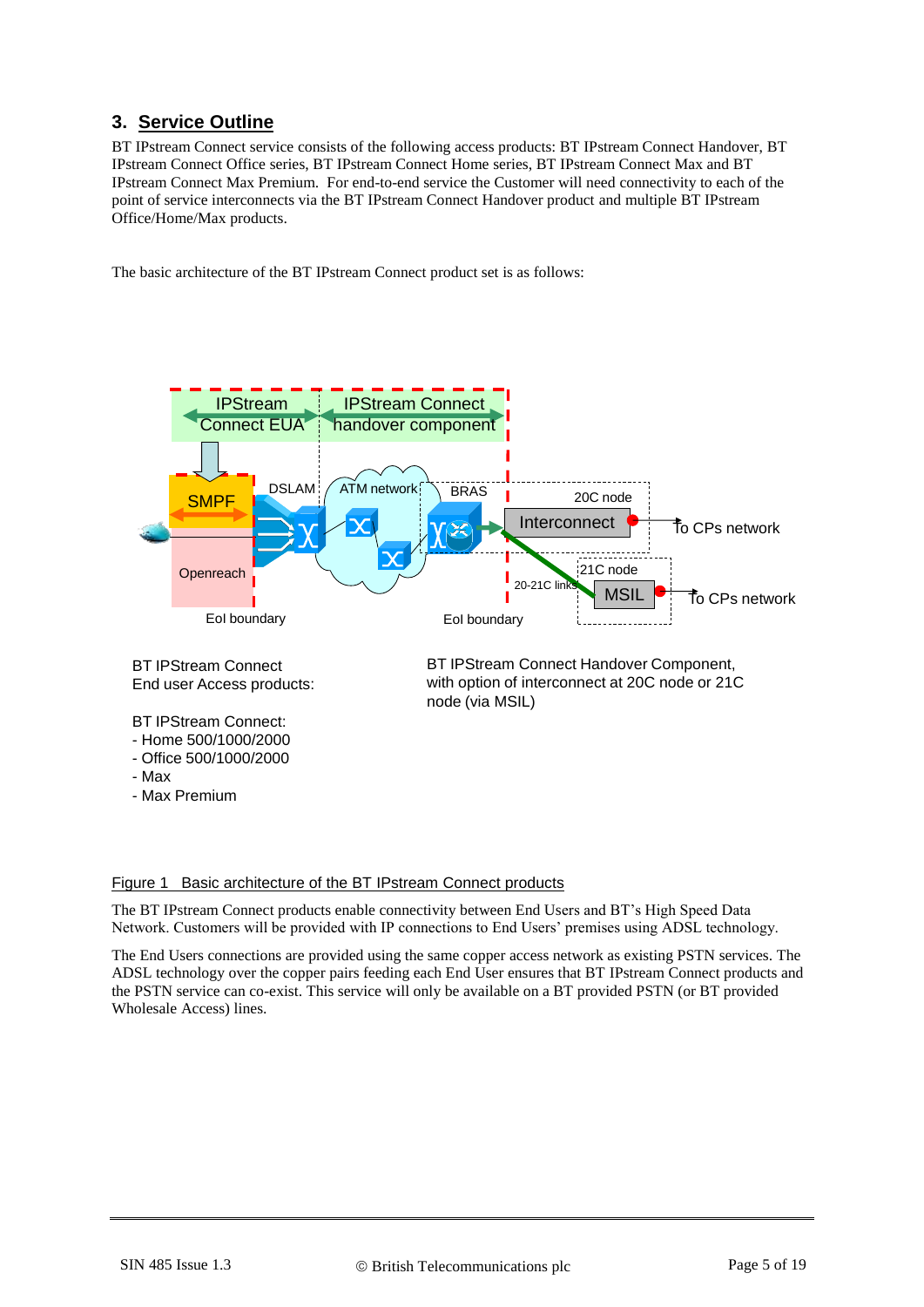## 3. Service Outline

BT IPstream Connect service consists of the following access products: BT IPstream Connect Handover, BT IPstream Connect Office series, BT IPstream Connect Home series, BT IPstream Connect Max and BT IPstream Connect Max Premium. For end-to-end service the Customer will need connectivity to each of the point of service interconnects via the BT IPstream Connect Handover product and multiple BT IPstream Office/Home/Max products.

The basic architecture of the BT IPstream Connect product set is as follows:

IPStream Connect EUA

IPStream Connect handover component

SMPF

DSLAM

ATM network

BRAS

20C node

Interconnect

To CPs network

Openreach

20-21C links

21C node

MSIL

To CPs network

EoI boundary

EoI boundary

BT IPStream Connect End user Access products:

BT IPStream Connect:
- Home 500/1000/2000
- Office 500/1000/2000
- Max
- Max Premium

BT IPStream Connect Handover Component, with option of interconnect at 20C node or 21C node (via MSIL)

Figure 1 Basic architecture of the BT IPstream Connect products

The BT IPstream Connect products enable connectivity between End Users and BT's High Speed Data Network. Customers will be provided with IP connections to End Users' premises using ADSL technology.

The End Users connections are provided using the same copper access network as existing PSTN services. The ADSL technology over the copper pairs feeding each End User ensures that BT IPstream Connect products and the PSTN service can co-exist. This service will only be available on a BT provided PSTN (or BT provided Wholesale Access) lines.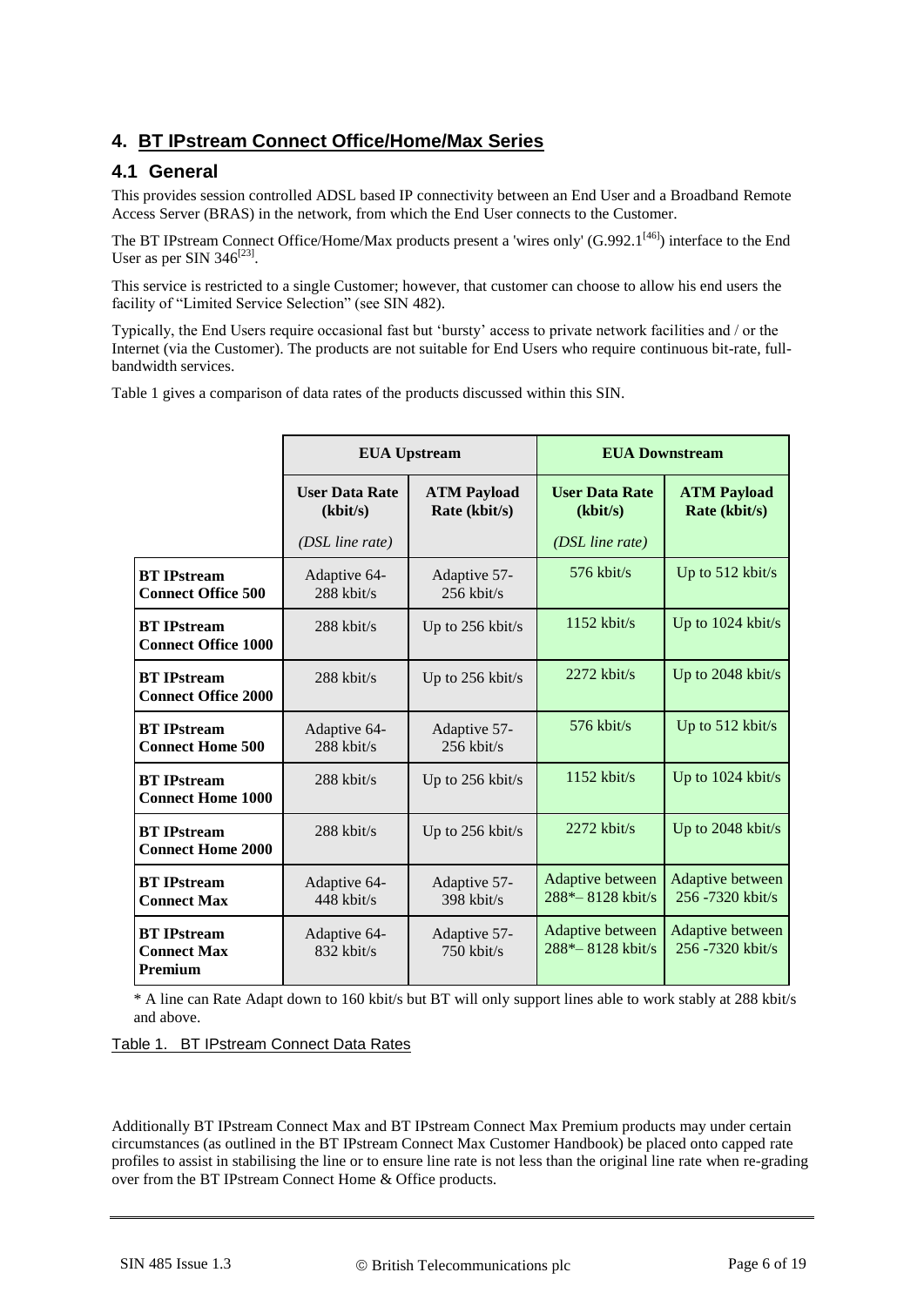## 4. BT IPstream Connect Office/Home/Max Series

### 4.1 General

This provides session controlled ADSL based IP connectivity between an End User and a Broadband Remote Access Server (BRAS) in the network, from which the End User connects to the Customer.

The BT IPstream Connect Office/Home/Max products present a 'wires only' (G.992.1[46]) interface to the End User as per SIN 346[23].

This service is restricted to a single Customer; however, that customer can choose to allow his end users the facility of "Limited Service Selection" (see SIN 482).

Typically, the End Users require occasional fast but 'bursty' access to private network facilities and / or the Internet (via the Customer). The products are not suitable for End Users who require continuous bit-rate, full-bandwidth services.

Table 1 gives a comparison of data rates of the products discussed within this SIN.

| | **EUA Upstream** | | **EUA Downstream** | |
|---|---|---|---|---|
| | **User Data Rate (kbit/s)** *(DSL line rate)* | **ATM Payload Rate (kbit/s)** | **User Data Rate (kbit/s)** *(DSL line rate)* | **ATM Payload Rate (kbit/s)** |
| **BT IPstream Connect Office 500** | Adaptive 64-288 kbit/s | Adaptive 57-256 kbit/s | 576 kbit/s | Up to 512 kbit/s |
| **BT IPstream Connect Office 1000** | 288 kbit/s | Up to 256 kbit/s | 1152 kbit/s | Up to 1024 kbit/s |
| **BT IPstream Connect Office 2000** | 288 kbit/s | Up to 256 kbit/s | 2272 kbit/s | Up to 2048 kbit/s |
| **BT IPstream Connect Home 500** | Adaptive 64-288 kbit/s | Adaptive 57-256 kbit/s | 576 kbit/s | Up to 512 kbit/s |
| **BT IPstream Connect Home 1000** | 288 kbit/s | Up to 256 kbit/s | 1152 kbit/s | Up to 1024 kbit/s |
| **BT IPstream Connect Home 2000** | 288 kbit/s | Up to 256 kbit/s | 2272 kbit/s | Up to 2048 kbit/s |
| **BT IPstream Connect Max** | Adaptive 64-448 kbit/s | Adaptive 57-398 kbit/s | Adaptive between 288*– 8128 kbit/s | Adaptive between 256 -7320 kbit/s |
| **BT IPstream Connect Max Premium** | Adaptive 64-832 kbit/s | Adaptive 57-750 kbit/s | Adaptive between 288*– 8128 kbit/s | Adaptive between 256 -7320 kbit/s |

* A line can Rate Adapt down to 160 kbit/s but BT will only support lines able to work stably at 288 kbit/s and above.

Table 1. BT IPstream Connect Data Rates

Additionally BT IPstream Connect Max and BT IPstream Connect Max Premium products may under certain circumstances (as outlined in the BT IPstream Connect Max Customer Handbook) be placed onto capped rate profiles to assist in stabilising the line or to ensure line rate is not less than the original line rate when re-grading over from the BT IPstream Connect Home & Office products.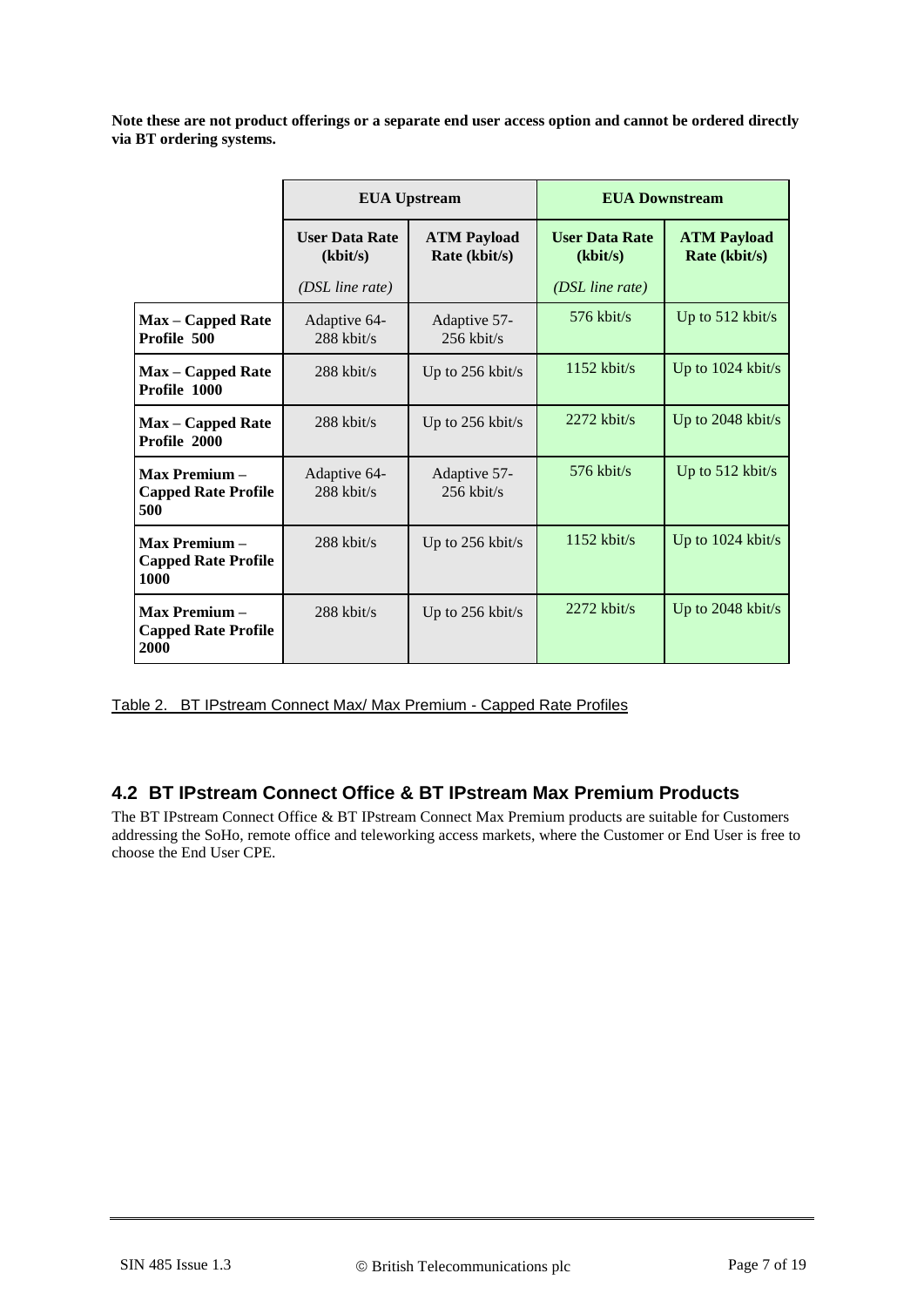**Note these are not product offerings or a separate end user access option and cannot be ordered directly via BT ordering systems.**

| | **EUA Upstream** | | **EUA Downstream** | |
|---|---|---|---|---|
| | **User Data Rate (kbit/s)** *(DSL line rate)* | **ATM Payload Rate (kbit/s)** | **User Data Rate (kbit/s)** *(DSL line rate)* | **ATM Payload Rate (kbit/s)** |
| **Max – Capped Rate Profile 500** | Adaptive 64-288 kbit/s | Adaptive 57-256 kbit/s | 576 kbit/s | Up to 512 kbit/s |
| **Max – Capped Rate Profile 1000** | 288 kbit/s | Up to 256 kbit/s | 1152 kbit/s | Up to 1024 kbit/s |
| **Max – Capped Rate Profile 2000** | 288 kbit/s | Up to 256 kbit/s | 2272 kbit/s | Up to 2048 kbit/s |
| **Max Premium – Capped Rate Profile 500** | Adaptive 64-288 kbit/s | Adaptive 57-256 kbit/s | 576 kbit/s | Up to 512 kbit/s |
| **Max Premium – Capped Rate Profile 1000** | 288 kbit/s | Up to 256 kbit/s | 1152 kbit/s | Up to 1024 kbit/s |
| **Max Premium – Capped Rate Profile 2000** | 288 kbit/s | Up to 256 kbit/s | 2272 kbit/s | Up to 2048 kbit/s |

Table 2. BT IPstream Connect Max/ Max Premium - Capped Rate Profiles

## 4.2 BT IPstream Connect Office & BT IPstream Max Premium Products

The BT IPstream Connect Office & BT IPstream Connect Max Premium products are suitable for Customers addressing the SoHo, remote office and teleworking access markets, where the Customer or End User is free to choose the End User CPE.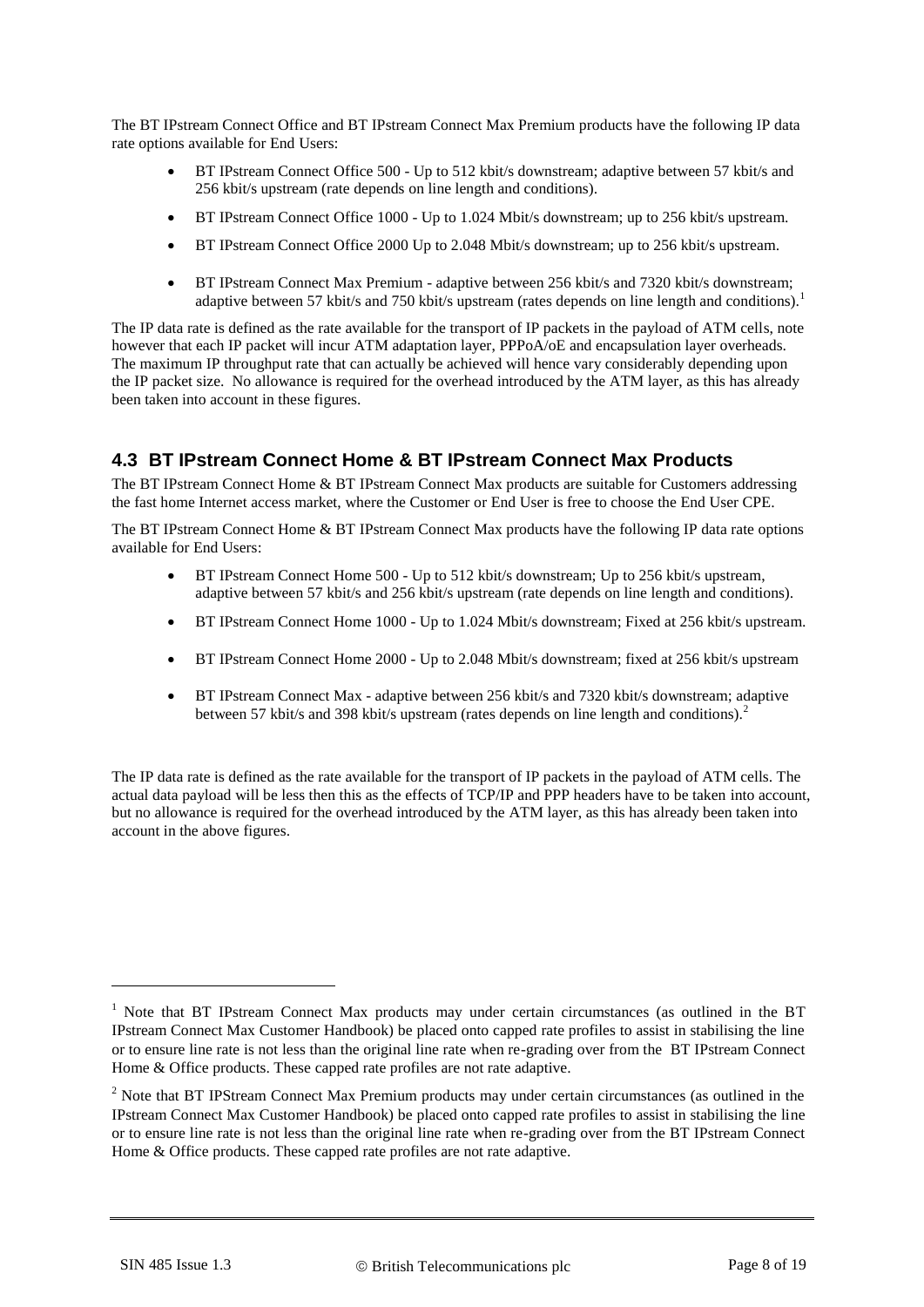The BT IPstream Connect Office and BT IPstream Connect Max Premium products have the following IP data rate options available for End Users:

- BT IPstream Connect Office 500 - Up to 512 kbit/s downstream; adaptive between 57 kbit/s and 256 kbit/s upstream (rate depends on line length and conditions).
- BT IPstream Connect Office 1000 - Up to 1.024 Mbit/s downstream; up to 256 kbit/s upstream.
- BT IPstream Connect Office 2000 Up to 2.048 Mbit/s downstream; up to 256 kbit/s upstream.
- BT IPstream Connect Max Premium - adaptive between 256 kbit/s and 7320 kbit/s downstream; adaptive between 57 kbit/s and 750 kbit/s upstream (rates depends on line length and conditions).[1]

The IP data rate is defined as the rate available for the transport of IP packets in the payload of ATM cells, note however that each IP packet will incur ATM adaptation layer, PPPoA/oE and encapsulation layer overheads. The maximum IP throughput rate that can actually be achieved will hence vary considerably depending upon the IP packet size. No allowance is required for the overhead introduced by the ATM layer, as this has already been taken into account in these figures.

## 4.3 BT IPstream Connect Home & BT IPstream Connect Max Products

The BT IPstream Connect Home & BT IPstream Connect Max products are suitable for Customers addressing the fast home Internet access market, where the Customer or End User is free to choose the End User CPE.

The BT IPstream Connect Home & BT IPstream Connect Max products have the following IP data rate options available for End Users:

- BT IPstream Connect Home 500 - Up to 512 kbit/s downstream; Up to 256 kbit/s upstream, adaptive between 57 kbit/s and 256 kbit/s upstream (rate depends on line length and conditions).
- BT IPstream Connect Home 1000 - Up to 1.024 Mbit/s downstream; Fixed at 256 kbit/s upstream.
- BT IPstream Connect Home 2000 - Up to 2.048 Mbit/s downstream; fixed at 256 kbit/s upstream
- BT IPstream Connect Max - adaptive between 256 kbit/s and 7320 kbit/s downstream; adaptive between 57 kbit/s and 398 kbit/s upstream (rates depends on line length and conditions).[2]

The IP data rate is defined as the rate available for the transport of IP packets in the payload of ATM cells. The actual data payload will be less then this as the effects of TCP/IP and PPP headers have to be taken into account, but no allowance is required for the overhead introduced by the ATM layer, as this has already been taken into account in the above figures.

---

[1] Note that BT IPstream Connect Max products may under certain circumstances (as outlined in the BT IPstream Connect Max Customer Handbook) be placed onto capped rate profiles to assist in stabilising the line or to ensure line rate is not less than the original line rate when re-grading over from the BT IPstream Connect Home & Office products. These capped rate profiles are not rate adaptive.

[2] Note that BT IPStream Connect Max Premium products may under certain circumstances (as outlined in the IPstream Connect Max Customer Handbook) be placed onto capped rate profiles to assist in stabilising the line or to ensure line rate is not less than the original line rate when re-grading over from the BT IPstream Connect Home & Office products. These capped rate profiles are not rate adaptive.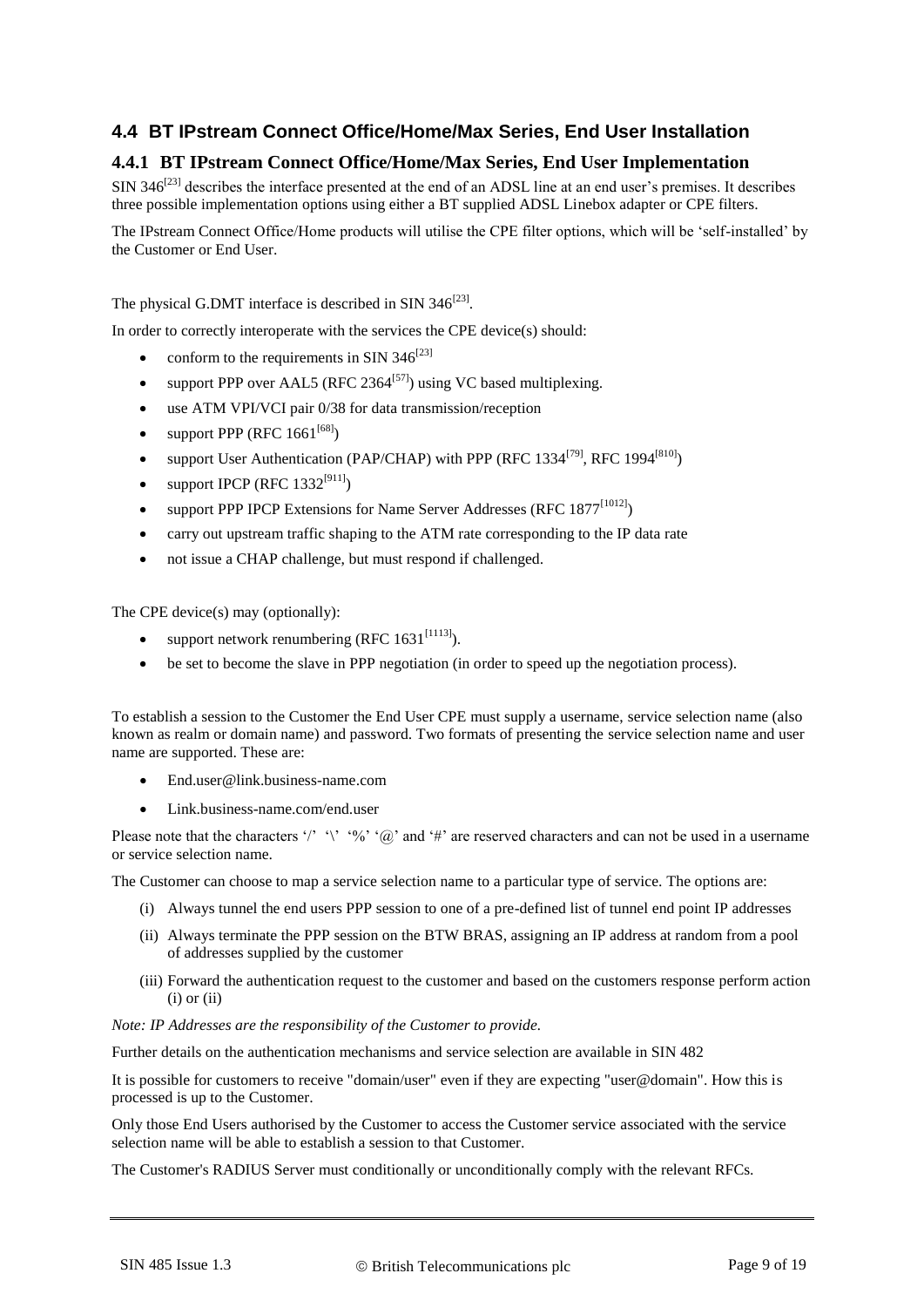## 4.4 BT IPstream Connect Office/Home/Max Series, End User Installation

### 4.4.1 BT IPstream Connect Office/Home/Max Series, End User Implementation

SIN 346[23] describes the interface presented at the end of an ADSL line at an end user's premises. It describes three possible implementation options using either a BT supplied ADSL Linebox adapter or CPE filters.

The IPstream Connect Office/Home products will utilise the CPE filter options, which will be 'self-installed' by the Customer or End User.

The physical G.DMT interface is described in SIN 346[23].

In order to correctly interoperate with the services the CPE device(s) should:

- conform to the requirements in SIN 346[23]
- support PPP over AAL5 (RFC 2364[57]) using VC based multiplexing.
- use ATM VPI/VCI pair 0/38 for data transmission/reception
- support PPP (RFC 1661[68])
- support User Authentication (PAP/CHAP) with PPP (RFC 1334[79], RFC 1994[810])
- support IPCP (RFC 1332[911])
- support PPP IPCP Extensions for Name Server Addresses (RFC 1877[1012])
- carry out upstream traffic shaping to the ATM rate corresponding to the IP data rate
- not issue a CHAP challenge, but must respond if challenged.

The CPE device(s) may (optionally):

- support network renumbering (RFC 1631[1113]).
- be set to become the slave in PPP negotiation (in order to speed up the negotiation process).

To establish a session to the Customer the End User CPE must supply a username, service selection name (also known as realm or domain name) and password. Two formats of presenting the service selection name and user name are supported. These are:

- End.user@link.business-name.com
- Link.business-name.com/end.user

Please note that the characters '/' '\' '%' '@' and '#' are reserved characters and can not be used in a username or service selection name.

The Customer can choose to map a service selection name to a particular type of service. The options are:

(i) Always tunnel the end users PPP session to one of a pre-defined list of tunnel end point IP addresses

(ii) Always terminate the PPP session on the BTW BRAS, assigning an IP address at random from a pool of addresses supplied by the customer

(iii) Forward the authentication request to the customer and based on the customers response perform action (i) or (ii)

*Note: IP Addresses are the responsibility of the Customer to provide.*

Further details on the authentication mechanisms and service selection are available in SIN 482

It is possible for customers to receive "domain/user" even if they are expecting "user@domain". How this is processed is up to the Customer.

Only those End Users authorised by the Customer to access the Customer service associated with the service selection name will be able to establish a session to that Customer.

The Customer's RADIUS Server must conditionally or unconditionally comply with the relevant RFCs.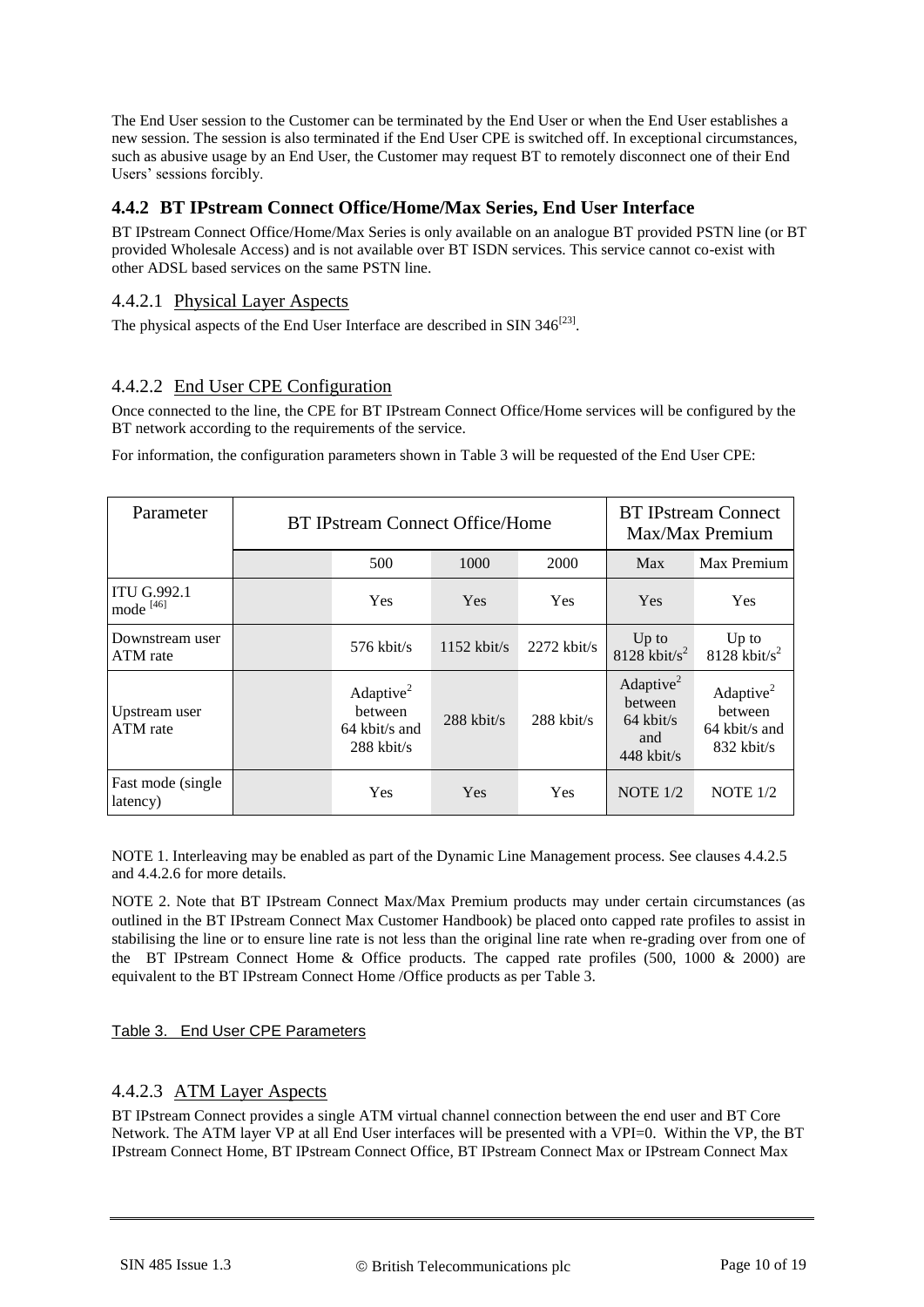The End User session to the Customer can be terminated by the End User or when the End User establishes a new session. The session is also terminated if the End User CPE is switched off. In exceptional circumstances, such as abusive usage by an End User, the Customer may request BT to remotely disconnect one of their End Users' sessions forcibly.

### 4.4.2 BT IPstream Connect Office/Home/Max Series, End User Interface

BT IPstream Connect Office/Home/Max Series is only available on an analogue BT provided PSTN line (or BT provided Wholesale Access) and is not available over BT ISDN services. This service cannot co-exist with other ADSL based services on the same PSTN line.

#### 4.4.2.1 Physical Layer Aspects

The physical aspects of the End User Interface are described in SIN 346[23].

#### 4.4.2.2 End User CPE Configuration

Once connected to the line, the CPE for BT IPstream Connect Office/Home services will be configured by the BT network according to the requirements of the service.

For information, the configuration parameters shown in Table 3 will be requested of the End User CPE:

| Parameter | BT IPstream Connect Office/Home | | | | BT IPstream Connect Max/Max Premium | |
|---|---|---|---|---|---|---|
| | | 500 | 1000 | 2000 | Max | Max Premium |
| ITU G.992.1 mode [46] | | Yes | Yes | Yes | Yes | Yes |
| Downstream user ATM rate | | 576 kbit/s | 1152 kbit/s | 2272 kbit/s | Up to 8128 kbit/s[2] | Up to 8128 kbit/s[2] |
| Upstream user ATM rate | | Adaptive[2] between 64 kbit/s and 288 kbit/s | 288 kbit/s | 288 kbit/s | Adaptive[2] between 64 kbit/s and 448 kbit/s | Adaptive[2] between 64 kbit/s and 832 kbit/s |
| Fast mode (single latency) | | Yes | Yes | Yes | NOTE 1/2 | NOTE 1/2 |

NOTE 1. Interleaving may be enabled as part of the Dynamic Line Management process. See clauses 4.4.2.5 and 4.4.2.6 for more details.

NOTE 2. Note that BT IPstream Connect Max/Max Premium products may under certain circumstances (as outlined in the BT IPstream Connect Max Customer Handbook) be placed onto capped rate profiles to assist in stabilising the line or to ensure line rate is not less than the original line rate when re-grading over from one of the BT IPstream Connect Home & Office products. The capped rate profiles (500, 1000 & 2000) are equivalent to the BT IPstream Connect Home /Office products as per Table 3.

Table 3. End User CPE Parameters

#### 4.4.2.3 ATM Layer Aspects

BT IPstream Connect provides a single ATM virtual channel connection between the end user and BT Core Network. The ATM layer VP at all End User interfaces will be presented with a VPI=0. Within the VP, the BT IPstream Connect Home, BT IPstream Connect Office, BT IPstream Connect Max or IPstream Connect Max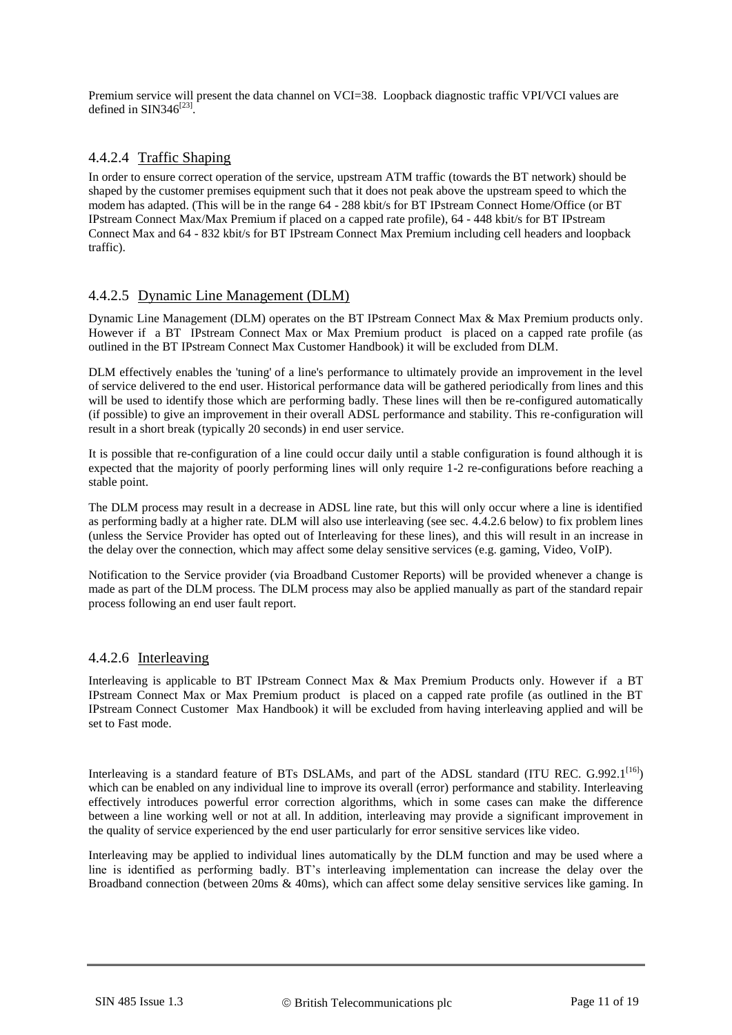Premium service will present the data channel on VCI=38. Loopback diagnostic traffic VPI/VCI values are defined in SIN346[23].

#### 4.4.2.4 Traffic Shaping

In order to ensure correct operation of the service, upstream ATM traffic (towards the BT network) should be shaped by the customer premises equipment such that it does not peak above the upstream speed to which the modem has adapted. (This will be in the range 64 - 288 kbit/s for BT IPstream Connect Home/Office (or BT IPstream Connect Max/Max Premium if placed on a capped rate profile), 64 - 448 kbit/s for BT IPstream Connect Max and 64 - 832 kbit/s for BT IPstream Connect Max Premium including cell headers and loopback traffic).

#### 4.4.2.5 Dynamic Line Management (DLM)

Dynamic Line Management (DLM) operates on the BT IPstream Connect Max & Max Premium products only. However if a BT IPstream Connect Max or Max Premium product is placed on a capped rate profile (as outlined in the BT IPstream Connect Max Customer Handbook) it will be excluded from DLM.

DLM effectively enables the 'tuning' of a line's performance to ultimately provide an improvement in the level of service delivered to the end user. Historical performance data will be gathered periodically from lines and this will be used to identify those which are performing badly. These lines will then be re-configured automatically (if possible) to give an improvement in their overall ADSL performance and stability. This re-configuration will result in a short break (typically 20 seconds) in end user service.

It is possible that re-configuration of a line could occur daily until a stable configuration is found although it is expected that the majority of poorly performing lines will only require 1-2 re-configurations before reaching a stable point.

The DLM process may result in a decrease in ADSL line rate, but this will only occur where a line is identified as performing badly at a higher rate. DLM will also use interleaving (see sec. 4.4.2.6 below) to fix problem lines (unless the Service Provider has opted out of Interleaving for these lines), and this will result in an increase in the delay over the connection, which may affect some delay sensitive services (e.g. gaming, Video, VoIP).

Notification to the Service provider (via Broadband Customer Reports) will be provided whenever a change is made as part of the DLM process. The DLM process may also be applied manually as part of the standard repair process following an end user fault report.

#### 4.4.2.6 Interleaving

Interleaving is applicable to BT IPstream Connect Max & Max Premium Products only. However if a BT IPstream Connect Max or Max Premium product is placed on a capped rate profile (as outlined in the BT IPstream Connect Customer Max Handbook) it will be excluded from having interleaving applied and will be set to Fast mode.

Interleaving is a standard feature of BTs DSLAMs, and part of the ADSL standard (ITU REC. G.992.1[16]) which can be enabled on any individual line to improve its overall (error) performance and stability. Interleaving effectively introduces powerful error correction algorithms, which in some cases can make the difference between a line working well or not at all. In addition, interleaving may provide a significant improvement in the quality of service experienced by the end user particularly for error sensitive services like video.

Interleaving may be applied to individual lines automatically by the DLM function and may be used where a line is identified as performing badly. BT's interleaving implementation can increase the delay over the Broadband connection (between 20ms & 40ms), which can affect some delay sensitive services like gaming. In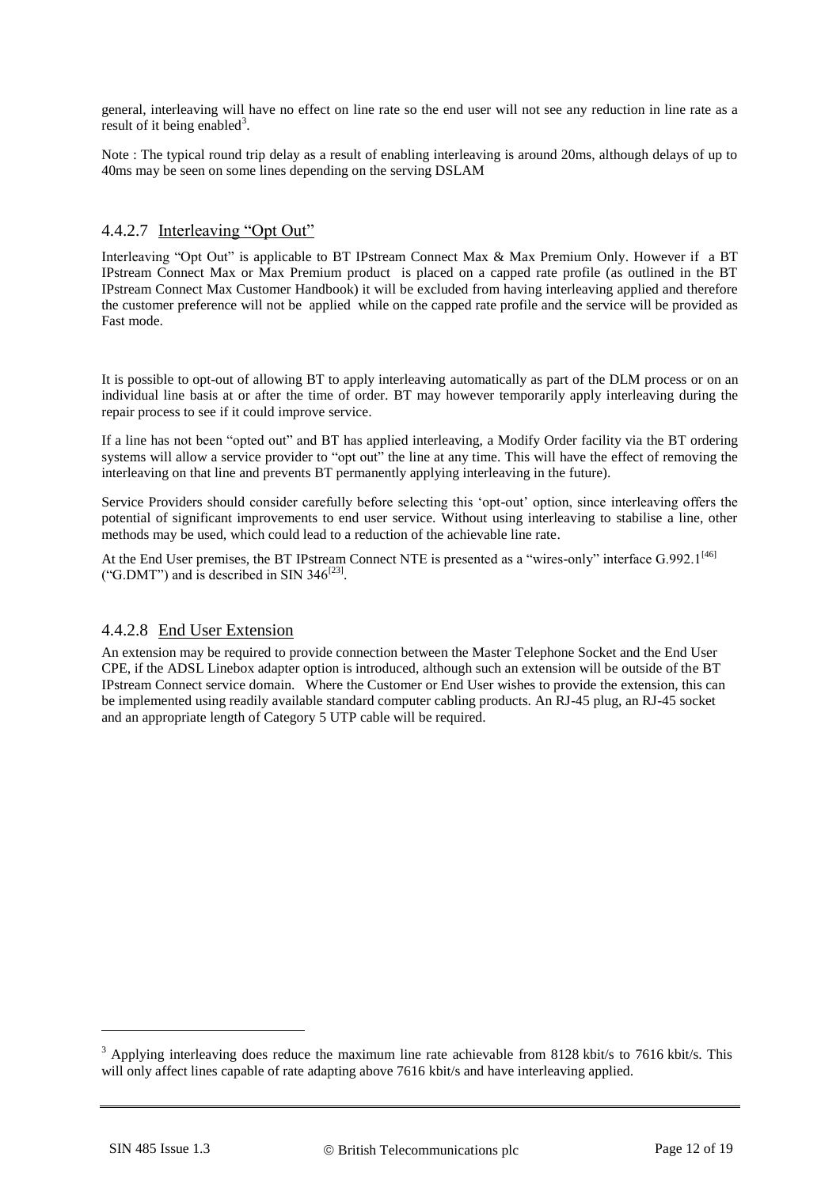general, interleaving will have no effect on line rate so the end user will not see any reduction in line rate as a result of it being enabled[3].

Note : The typical round trip delay as a result of enabling interleaving is around 20ms, although delays of up to 40ms may be seen on some lines depending on the serving DSLAM

#### 4.4.2.7 Interleaving "Opt Out"

Interleaving "Opt Out" is applicable to BT IPstream Connect Max & Max Premium Only. However if a BT IPstream Connect Max or Max Premium product is placed on a capped rate profile (as outlined in the BT IPstream Connect Max Customer Handbook) it will be excluded from having interleaving applied and therefore the customer preference will not be applied while on the capped rate profile and the service will be provided as Fast mode.

It is possible to opt-out of allowing BT to apply interleaving automatically as part of the DLM process or on an individual line basis at or after the time of order. BT may however temporarily apply interleaving during the repair process to see if it could improve service.

If a line has not been "opted out" and BT has applied interleaving, a Modify Order facility via the BT ordering systems will allow a service provider to "opt out" the line at any time. This will have the effect of removing the interleaving on that line and prevents BT permanently applying interleaving in the future).

Service Providers should consider carefully before selecting this 'opt-out' option, since interleaving offers the potential of significant improvements to end user service. Without using interleaving to stabilise a line, other methods may be used, which could lead to a reduction of the achievable line rate.

At the End User premises, the BT IPstream Connect NTE is presented as a "wires-only" interface G.992.1[46] ("G.DMT") and is described in SIN 346[23].

#### 4.4.2.8 End User Extension

An extension may be required to provide connection between the Master Telephone Socket and the End User CPE, if the ADSL Linebox adapter option is introduced, although such an extension will be outside of the BT IPstream Connect service domain. Where the Customer or End User wishes to provide the extension, this can be implemented using readily available standard computer cabling products. An RJ-45 plug, an RJ-45 socket and an appropriate length of Category 5 UTP cable will be required.

---

[3] Applying interleaving does reduce the maximum line rate achievable from 8128 kbit/s to 7616 kbit/s. This will only affect lines capable of rate adapting above 7616 kbit/s and have interleaving applied.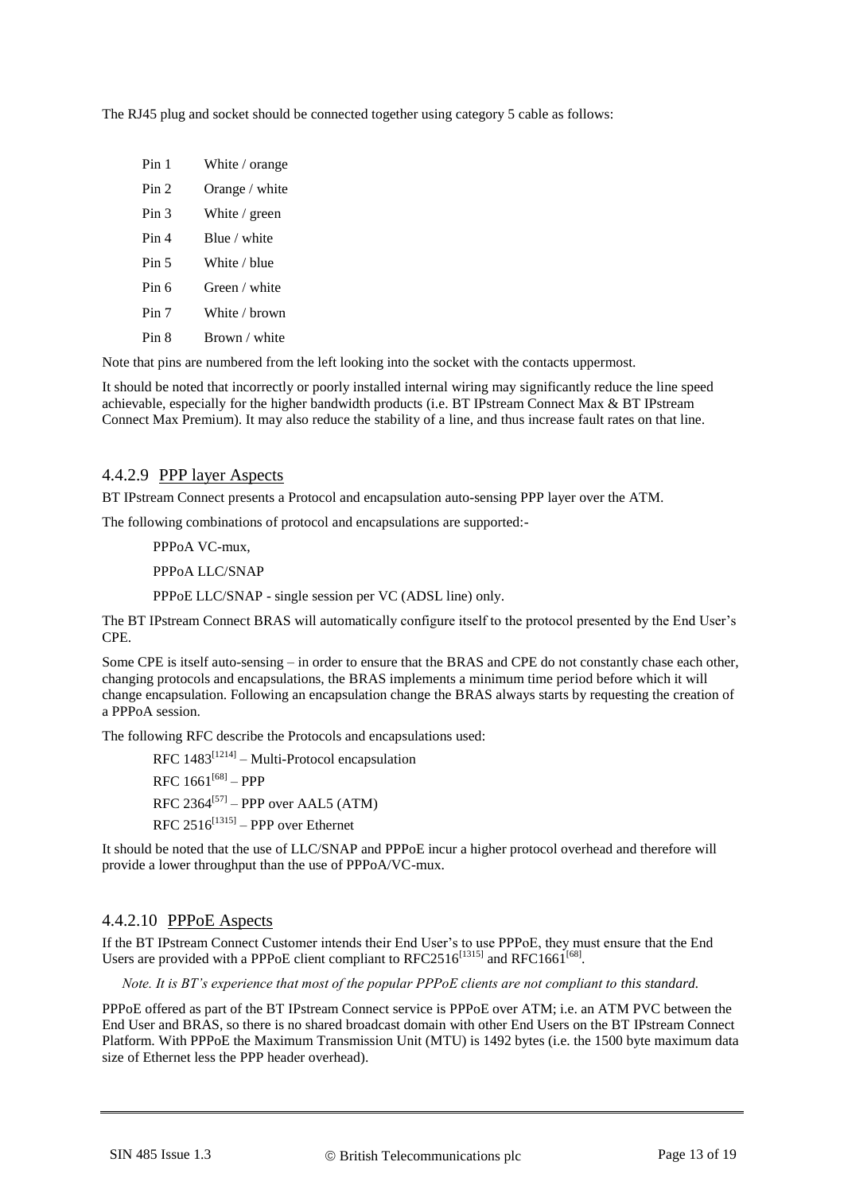The RJ45 plug and socket should be connected together using category 5 cable as follows:

| | |
|---|---|
| Pin 1 | White / orange |
| Pin 2 | Orange / white |
| Pin 3 | White / green |
| Pin 4 | Blue / white |
| Pin 5 | White / blue |
| Pin 6 | Green / white |
| Pin 7 | White / brown |
| Pin 8 | Brown / white |

Note that pins are numbered from the left looking into the socket with the contacts uppermost.

It should be noted that incorrectly or poorly installed internal wiring may significantly reduce the line speed achievable, especially for the higher bandwidth products (i.e. BT IPstream Connect Max & BT IPstream Connect Max Premium). It may also reduce the stability of a line, and thus increase fault rates on that line.

#### 4.4.2.9 PPP layer Aspects

BT IPstream Connect presents a Protocol and encapsulation auto-sensing PPP layer over the ATM.

The following combinations of protocol and encapsulations are supported:-

PPPoA VC-mux,

PPPoA LLC/SNAP

PPPoE LLC/SNAP - single session per VC (ADSL line) only.

The BT IPstream Connect BRAS will automatically configure itself to the protocol presented by the End User's CPE.

Some CPE is itself auto-sensing – in order to ensure that the BRAS and CPE do not constantly chase each other, changing protocols and encapsulations, the BRAS implements a minimum time period before which it will change encapsulation. Following an encapsulation change the BRAS always starts by requesting the creation of a PPPoA session.

The following RFC describe the Protocols and encapsulations used:

RFC 1483[1214] – Multi-Protocol encapsulation

RFC 1661[68] – PPP

RFC 2364[57] – PPP over AAL5 (ATM)

RFC 2516[1315] – PPP over Ethernet

It should be noted that the use of LLC/SNAP and PPPoE incur a higher protocol overhead and therefore will provide a lower throughput than the use of PPPoA/VC-mux.

#### 4.4.2.10 PPPoE Aspects

If the BT IPstream Connect Customer intends their End User's to use PPPoE, they must ensure that the End Users are provided with a PPPoE client compliant to RFC2516[1315] and RFC1661[68].

*Note. It is BT's experience that most of the popular PPPoE clients are not compliant to this standard.*

PPPoE offered as part of the BT IPstream Connect service is PPPoE over ATM; i.e. an ATM PVC between the End User and BRAS, so there is no shared broadcast domain with other End Users on the BT IPstream Connect Platform. With PPPoE the Maximum Transmission Unit (MTU) is 1492 bytes (i.e. the 1500 byte maximum data size of Ethernet less the PPP header overhead).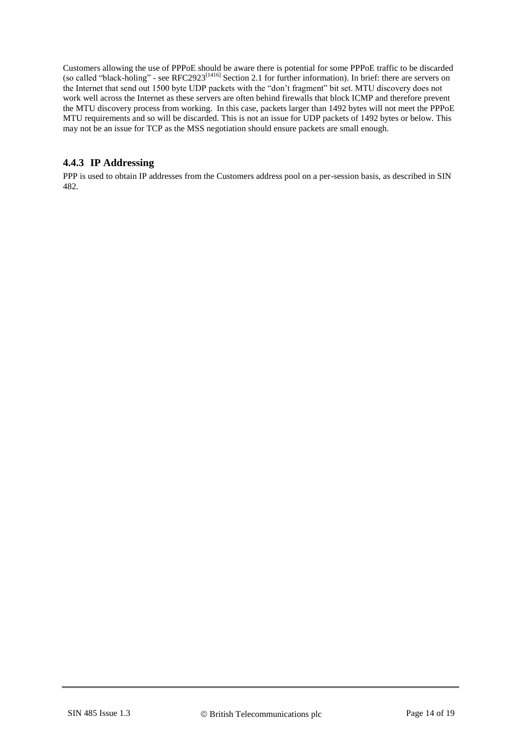Customers allowing the use of PPPoE should be aware there is potential for some PPPoE traffic to be discarded (so called "black-holing" - see RFC2923[1416] Section 2.1 for further information). In brief: there are servers on the Internet that send out 1500 byte UDP packets with the "don't fragment" bit set. MTU discovery does not work well across the Internet as these servers are often behind firewalls that block ICMP and therefore prevent the MTU discovery process from working. In this case, packets larger than 1492 bytes will not meet the PPPoE MTU requirements and so will be discarded. This is not an issue for UDP packets of 1492 bytes or below. This may not be an issue for TCP as the MSS negotiation should ensure packets are small enough.

### 4.4.3 IP Addressing

PPP is used to obtain IP addresses from the Customers address pool on a per-session basis, as described in SIN 482.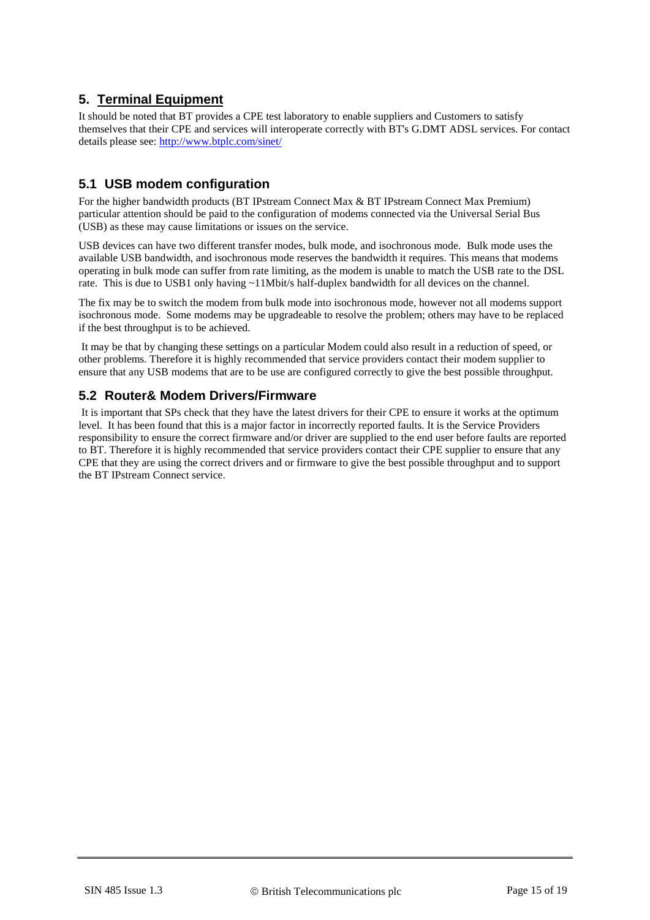## 5. Terminal Equipment

It should be noted that BT provides a CPE test laboratory to enable suppliers and Customers to satisfy themselves that their CPE and services will interoperate correctly with BT's G.DMT ADSL services. For contact details please see: [http://www.btplc.com/sinet/](http://www.btplc.com/sinet/)

### 5.1 USB modem configuration

For the higher bandwidth products (BT IPstream Connect Max & BT IPstream Connect Max Premium) particular attention should be paid to the configuration of modems connected via the Universal Serial Bus (USB) as these may cause limitations or issues on the service.

USB devices can have two different transfer modes, bulk mode, and isochronous mode. Bulk mode uses the available USB bandwidth, and isochronous mode reserves the bandwidth it requires. This means that modems operating in bulk mode can suffer from rate limiting, as the modem is unable to match the USB rate to the DSL rate. This is due to USB1 only having ~11Mbit/s half-duplex bandwidth for all devices on the channel.

The fix may be to switch the modem from bulk mode into isochronous mode, however not all modems support isochronous mode. Some modems may be upgradeable to resolve the problem; others may have to be replaced if the best throughput is to be achieved.

It may be that by changing these settings on a particular Modem could also result in a reduction of speed, or other problems. Therefore it is highly recommended that service providers contact their modem supplier to ensure that any USB modems that are to be use are configured correctly to give the best possible throughput.

### 5.2 Router& Modem Drivers/Firmware

It is important that SPs check that they have the latest drivers for their CPE to ensure it works at the optimum level. It has been found that this is a major factor in incorrectly reported faults. It is the Service Providers responsibility to ensure the correct firmware and/or driver are supplied to the end user before faults are reported to BT. Therefore it is highly recommended that service providers contact their CPE supplier to ensure that any CPE that they are using the correct drivers and or firmware to give the best possible throughput and to support the BT IPstream Connect service.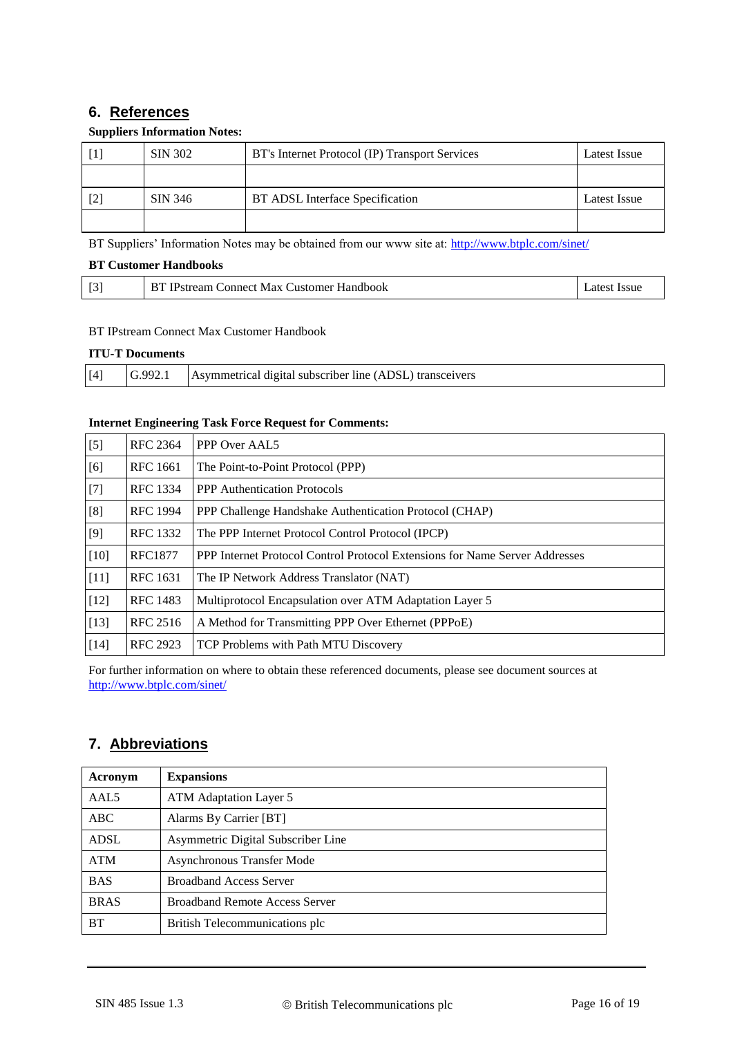## 6. References

**Suppliers Information Notes:**

| [1] | SIN 302 | BT's Internet Protocol (IP) Transport Services | Latest Issue |
|---|---|---|---|
| | | | |
| [2] | SIN 346 | BT ADSL Interface Specification | Latest Issue |
| | | | |

BT Suppliers' Information Notes may be obtained from our www site at: http://www.btplc.com/sinet/

**BT Customer Handbooks**

| [3] | BT IPstream Connect Max Customer Handbook | Latest Issue |
|---|---|---|

BT IPstream Connect Max Customer Handbook

**ITU-T Documents**

| [4] | G.992.1 | Asymmetrical digital subscriber line (ADSL) transceivers |
|---|---|---|

**Internet Engineering Task Force Request for Comments:**

| [5] | RFC 2364 | PPP Over AAL5 |
|---|---|---|
| [6] | RFC 1661 | The Point-to-Point Protocol (PPP) |
| [7] | RFC 1334 | PPP Authentication Protocols |
| [8] | RFC 1994 | PPP Challenge Handshake Authentication Protocol (CHAP) |
| [9] | RFC 1332 | The PPP Internet Protocol Control Protocol (IPCP) |
| [10] | RFC1877 | PPP Internet Protocol Control Protocol Extensions for Name Server Addresses |
| [11] | RFC 1631 | The IP Network Address Translator (NAT) |
| [12] | RFC 1483 | Multiprotocol Encapsulation over ATM Adaptation Layer 5 |
| [13] | RFC 2516 | A Method for Transmitting PPP Over Ethernet (PPPoE) |
| [14] | RFC 2923 | TCP Problems with Path MTU Discovery |

For further information on where to obtain these referenced documents, please see document sources at http://www.btplc.com/sinet/

## 7. Abbreviations

| Acronym | Expansions |
|---|---|
| AAL5 | ATM Adaptation Layer 5 |
| ABC | Alarms By Carrier [BT] |
| ADSL | Asymmetric Digital Subscriber Line |
| ATM | Asynchronous Transfer Mode |
| BAS | Broadband Access Server |
| BRAS | Broadband Remote Access Server |
| BT | British Telecommunications plc |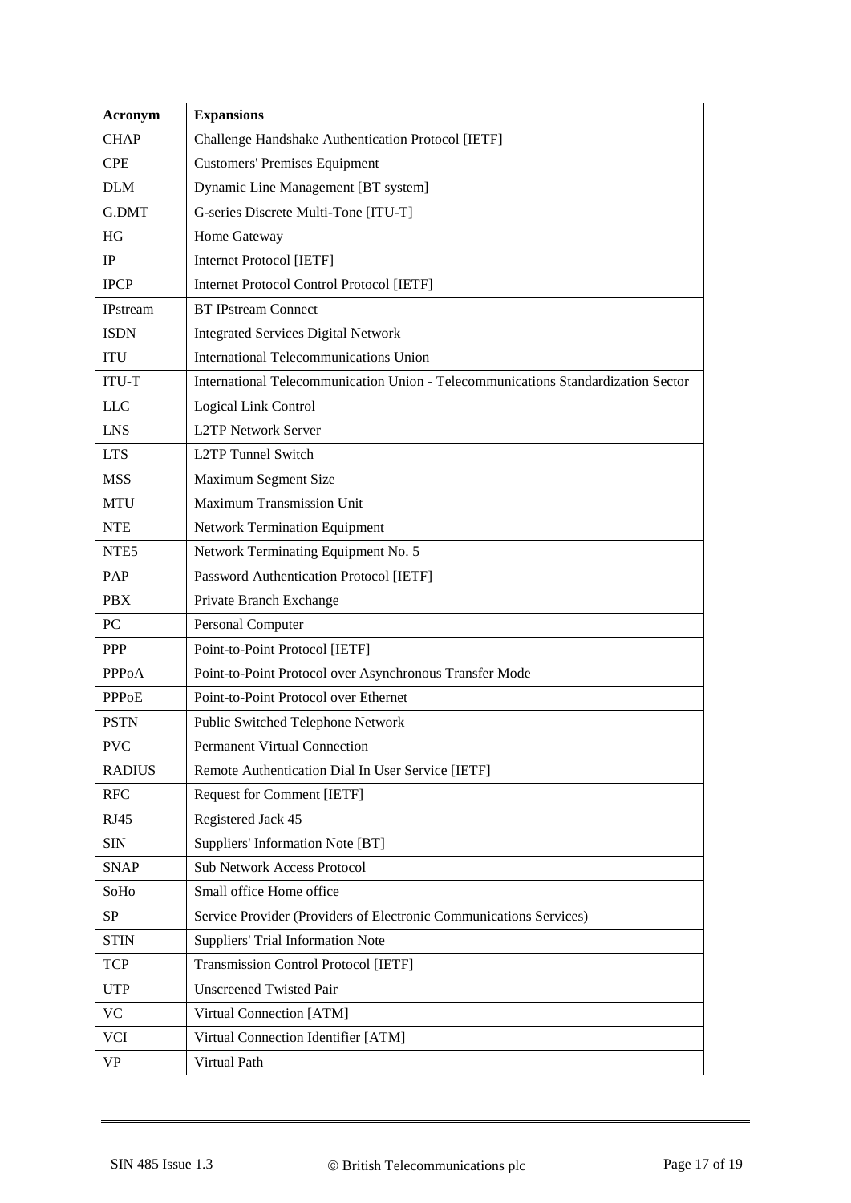| Acronym | Expansions |
| --- | --- |
| CHAP | Challenge Handshake Authentication Protocol [IETF] |
| CPE | Customers' Premises Equipment |
| DLM | Dynamic Line Management [BT system] |
| G.DMT | G-series Discrete Multi-Tone [ITU-T] |
| HG | Home Gateway |
| IP | Internet Protocol [IETF] |
| IPCP | Internet Protocol Control Protocol [IETF] |
| IPstream | BT IPstream Connect |
| ISDN | Integrated Services Digital Network |
| ITU | International Telecommunications Union |
| ITU-T | International Telecommunication Union - Telecommunications Standardization Sector |
| LLC | Logical Link Control |
| LNS | L2TP Network Server |
| LTS | L2TP Tunnel Switch |
| MSS | Maximum Segment Size |
| MTU | Maximum Transmission Unit |
| NTE | Network Termination Equipment |
| NTE5 | Network Terminating Equipment No. 5 |
| PAP | Password Authentication Protocol [IETF] |
| PBX | Private Branch Exchange |
| PC | Personal Computer |
| PPP | Point-to-Point Protocol [IETF] |
| PPPoA | Point-to-Point Protocol over Asynchronous Transfer Mode |
| PPPoE | Point-to-Point Protocol over Ethernet |
| PSTN | Public Switched Telephone Network |
| PVC | Permanent Virtual Connection |
| RADIUS | Remote Authentication Dial In User Service [IETF] |
| RFC | Request for Comment [IETF] |
| RJ45 | Registered Jack 45 |
| SIN | Suppliers' Information Note [BT] |
| SNAP | Sub Network Access Protocol |
| SoHo | Small office Home office |
| SP | Service Provider (Providers of Electronic Communications Services) |
| STIN | Suppliers' Trial Information Note |
| TCP | Transmission Control Protocol [IETF] |
| UTP | Unscreened Twisted Pair |
| VC | Virtual Connection [ATM] |
| VCI | Virtual Connection Identifier [ATM] |
| VP | Virtual Path |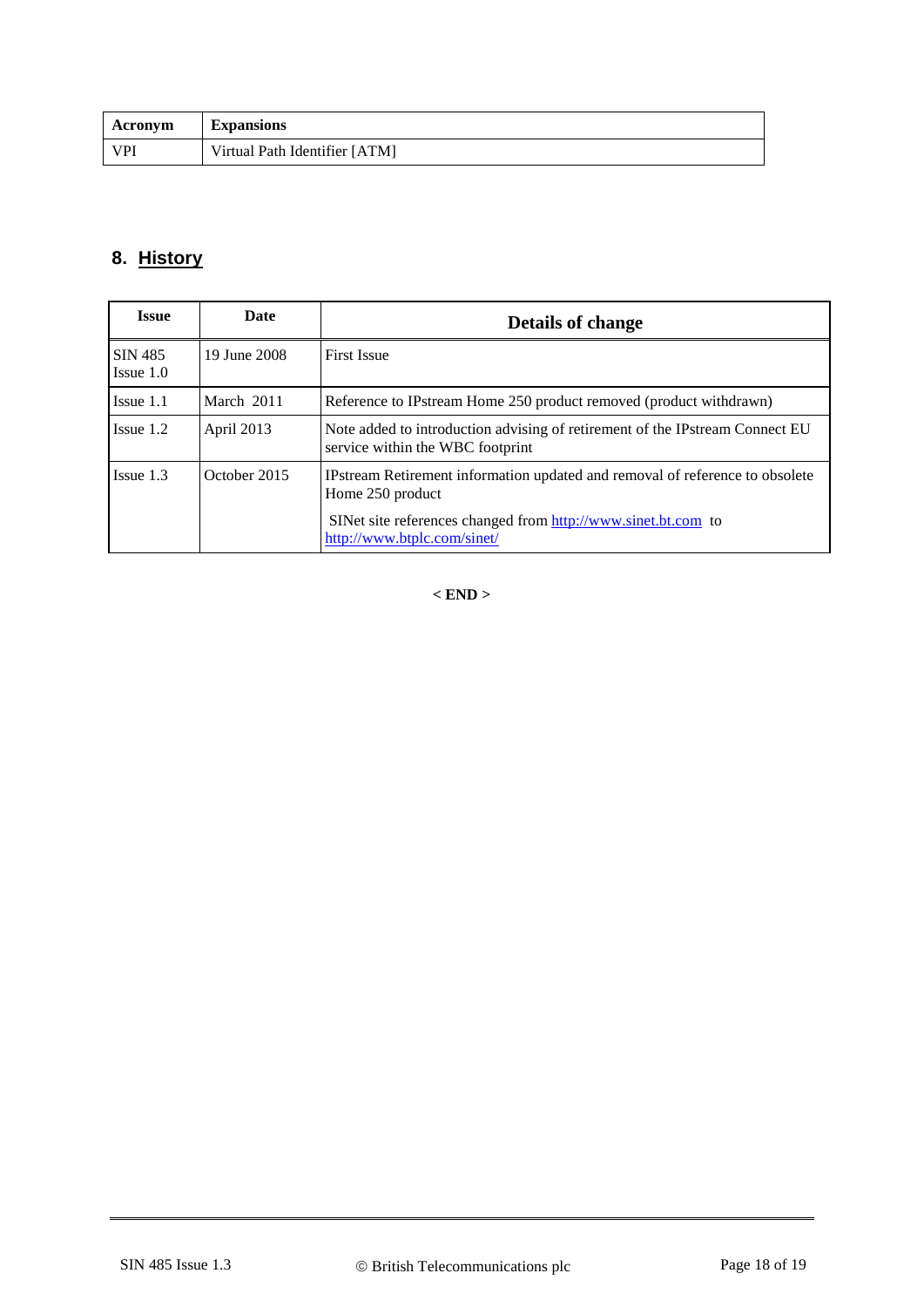| Acronym | Expansions |
|---|---|
| VPI | Virtual Path Identifier [ATM] |

## 8. History

| Issue | Date | Details of change |
|---|---|---|
| SIN 485 Issue 1.0 | 19 June 2008 | First Issue |
| Issue 1.1 | March 2011 | Reference to IPstream Home 250 product removed (product withdrawn) |
| Issue 1.2 | April 2013 | Note added to introduction advising of retirement of the IPstream Connect EU service within the WBC footprint |
| Issue 1.3 | October 2015 | IPstream Retirement information updated and removal of reference to obsolete Home 250 product<br><br>SINet site references changed from http://www.sinet.bt.com to http://www.btplc.com/sinet/ |

**< END >**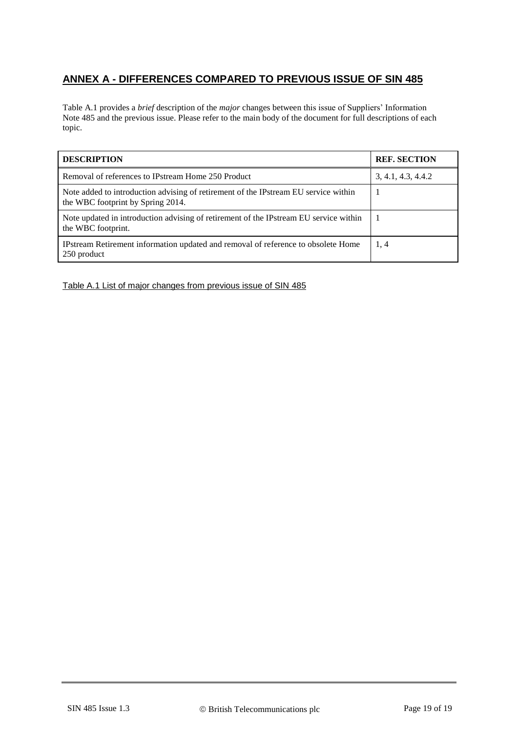## ANNEX A - DIFFERENCES COMPARED TO PREVIOUS ISSUE OF SIN 485

Table A.1 provides a *brief* description of the *major* changes between this issue of Suppliers' Information Note 485 and the previous issue. Please refer to the main body of the document for full descriptions of each topic.

| DESCRIPTION | REF. SECTION |
|---|---|
| Removal of references to IPstream Home 250 Product | 3, 4.1, 4.3, 4.4.2 |
| Note added to introduction advising of retirement of the IPstream EU service within the WBC footprint by Spring 2014. | 1 |
| Note updated in introduction advising of retirement of the IPstream EU service within the WBC footprint. | 1 |
| IPstream Retirement information updated and removal of reference to obsolete Home 250 product | 1, 4 |

Table A.1 List of major changes from previous issue of SIN 485